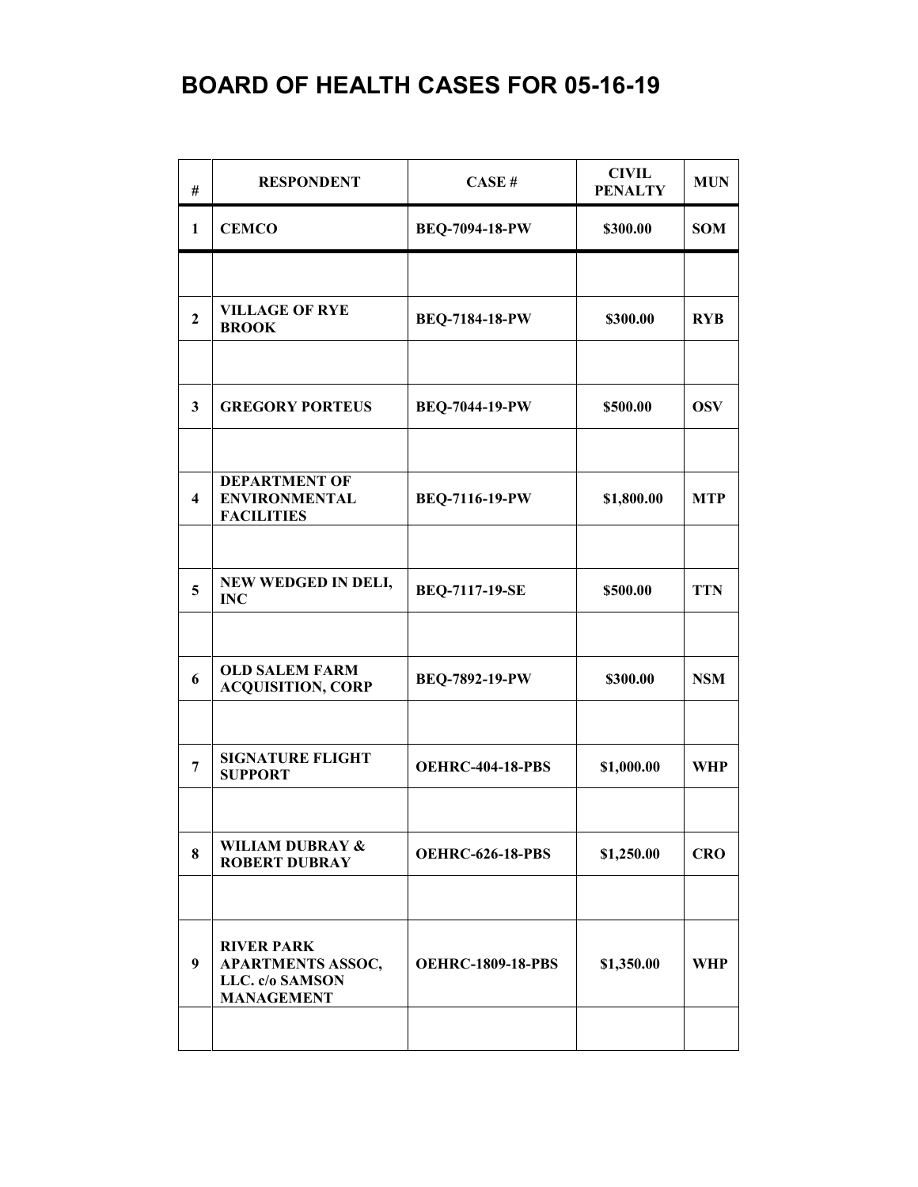# BOARD OF HEALTH CASES FOR 05-16-19

| # | RESPONDENT | CASE # | CIVIL PENALTY | MUN |
|---|---|---|---|---|
| 1 | CEMCO | BEQ-7094-18-PW | \$300.00 | SOM |
| | | | | |
| 2 | VILLAGE OF RYE BROOK | BEQ-7184-18-PW | \$300.00 | RYB |
| | | | | |
| 3 | GREGORY PORTEUS | BEQ-7044-19-PW | \$500.00 | OSV |
| | | | | |
| 4 | DEPARTMENT OF ENVIRONMENTAL FACILITIES | BEQ-7116-19-PW | \$1,800.00 | MTP |
| | | | | |
| 5 | NEW WEDGED IN DELI, INC | BEQ-7117-19-SE | \$500.00 | TTN |
| | | | | |
| 6 | OLD SALEM FARM ACQUISITION, CORP | BEQ-7892-19-PW | \$300.00 | NSM |
| | | | | |
| 7 | SIGNATURE FLIGHT SUPPORT | OEHRC-404-18-PBS | \$1,000.00 | WHP |
| | | | | |
| 8 | WILIAM DUBRAY & ROBERT DUBRAY | OEHRC-626-18-PBS | \$1,250.00 | CRO |
| | | | | |
| 9 | RIVER PARK APARTMENTS ASSOC, LLC. c/o SAMSON MANAGEMENT | OEHRC-1809-18-PBS | \$1,350.00 | WHP |
| | | | | |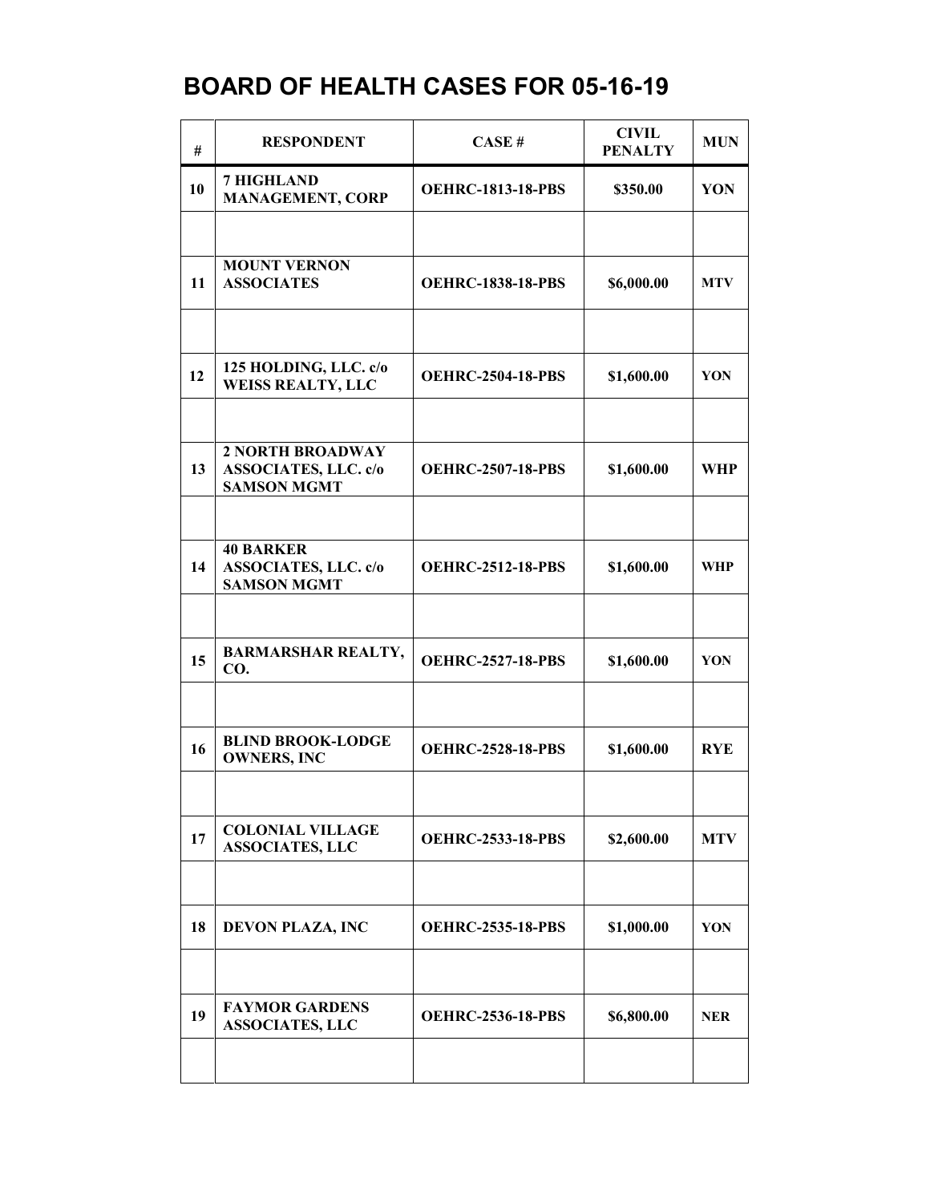# BOARD OF HEALTH CASES FOR 05-16-19

| # | RESPONDENT | CASE # | CIVIL PENALTY | MUN |
|---|---|---|---|---|
| 10 | 7 HIGHLAND MANAGEMENT, CORP | OEHRC-1813-18-PBS | $350.00 | YON |
| | | | | |
| 11 | MOUNT VERNON ASSOCIATES | OEHRC-1838-18-PBS | $6,000.00 | MTV |
| | | | | |
| 12 | 125 HOLDING, LLC. c/o WEISS REALTY, LLC | OEHRC-2504-18-PBS | $1,600.00 | YON |
| | | | | |
| 13 | 2 NORTH BROADWAY ASSOCIATES, LLC. c/o SAMSON MGMT | OEHRC-2507-18-PBS | $1,600.00 | WHP |
| | | | | |
| 14 | 40 BARKER ASSOCIATES, LLC. c/o SAMSON MGMT | OEHRC-2512-18-PBS | $1,600.00 | WHP |
| | | | | |
| 15 | BARMARSHAR REALTY, CO. | OEHRC-2527-18-PBS | $1,600.00 | YON |
| | | | | |
| 16 | BLIND BROOK-LODGE OWNERS, INC | OEHRC-2528-18-PBS | $1,600.00 | RYE |
| | | | | |
| 17 | COLONIAL VILLAGE ASSOCIATES, LLC | OEHRC-2533-18-PBS | $2,600.00 | MTV |
| | | | | |
| 18 | DEVON PLAZA, INC | OEHRC-2535-18-PBS | $1,000.00 | YON |
| | | | | |
| 19 | FAYMOR GARDENS ASSOCIATES, LLC | OEHRC-2536-18-PBS | $6,800.00 | NER |
| | | | | |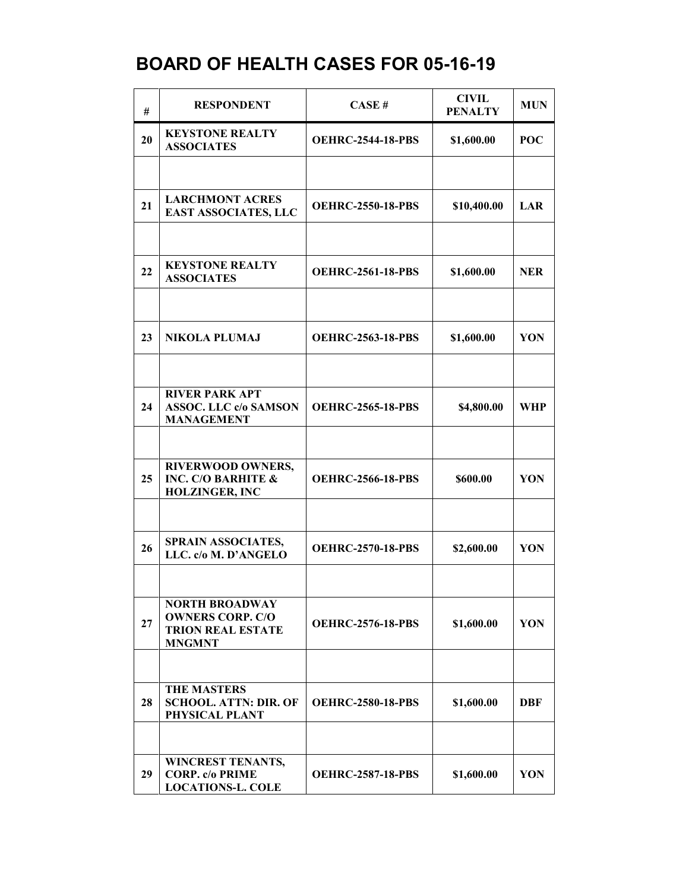# BOARD OF HEALTH CASES FOR 05-16-19

| # | RESPONDENT | CASE # | CIVIL PENALTY | MUN |
|---|---|---|---|---|
| 20 | KEYSTONE REALTY ASSOCIATES | OEHRC-2544-18-PBS | $1,600.00 | POC |
| | | | | |
| 21 | LARCHMONT ACRES EAST ASSOCIATES, LLC | OEHRC-2550-18-PBS | $10,400.00 | LAR |
| | | | | |
| 22 | KEYSTONE REALTY ASSOCIATES | OEHRC-2561-18-PBS | $1,600.00 | NER |
| | | | | |
| 23 | NIKOLA PLUMAJ | OEHRC-2563-18-PBS | $1,600.00 | YON |
| | | | | |
| 24 | RIVER PARK APT ASSOC. LLC c/o SAMSON MANAGEMENT | OEHRC-2565-18-PBS | $4,800.00 | WHP |
| | | | | |
| 25 | RIVERWOOD OWNERS, INC. C/O BARHITE & HOLZINGER, INC | OEHRC-2566-18-PBS | $600.00 | YON |
| | | | | |
| 26 | SPRAIN ASSOCIATES, LLC. c/o M. D'ANGELO | OEHRC-2570-18-PBS | $2,600.00 | YON |
| | | | | |
| 27 | NORTH BROADWAY OWNERS CORP. C/O TRION REAL ESTATE MNGMNT | OEHRC-2576-18-PBS | $1,600.00 | YON |
| | | | | |
| 28 | THE MASTERS SCHOOL. ATTN: DIR. OF PHYSICAL PLANT | OEHRC-2580-18-PBS | $1,600.00 | DBF |
| | | | | |
| 29 | WINCREST TENANTS, CORP. c/o PRIME LOCATIONS-L. COLE | OEHRC-2587-18-PBS | $1,600.00 | YON |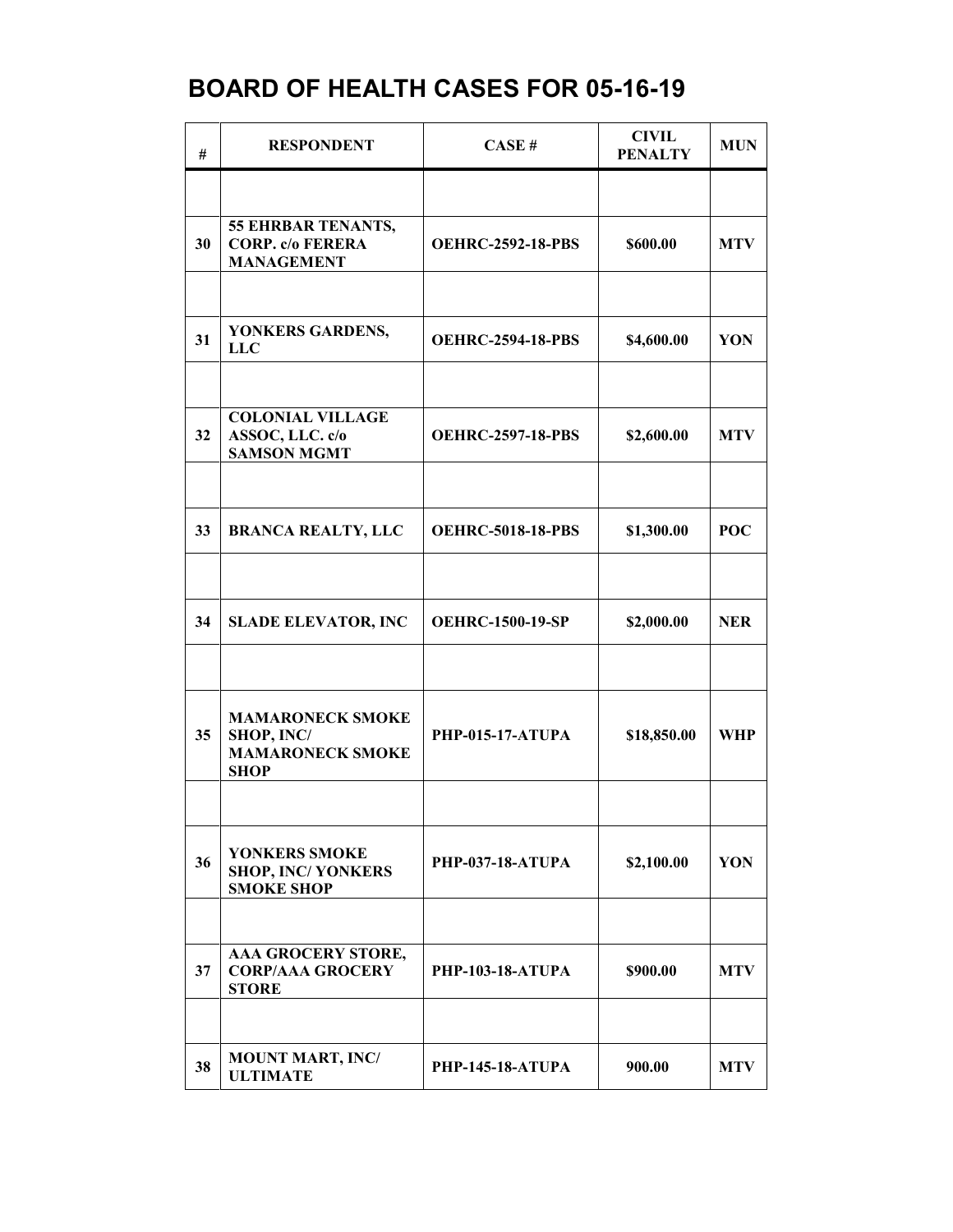# BOARD OF HEALTH CASES FOR 05-16-19

| # | RESPONDENT | CASE # | CIVIL PENALTY | MUN |
|---|---|---|---|---|
| | | | | |
| 30 | 55 EHRBAR TENANTS, CORP. c/o FERERA MANAGEMENT | OEHRC-2592-18-PBS | $600.00 | MTV |
| | | | | |
| 31 | YONKERS GARDENS, LLC | OEHRC-2594-18-PBS | $4,600.00 | YON |
| | | | | |
| 32 | COLONIAL VILLAGE ASSOC, LLC. c/o SAMSON MGMT | OEHRC-2597-18-PBS | $2,600.00 | MTV |
| | | | | |
| 33 | BRANCA REALTY, LLC | OEHRC-5018-18-PBS | $1,300.00 | POC |
| | | | | |
| 34 | SLADE ELEVATOR, INC | OEHRC-1500-19-SP | $2,000.00 | NER |
| | | | | |
| 35 | MAMARONECK SMOKE SHOP, INC/ MAMARONECK SMOKE SHOP | PHP-015-17-ATUPA | $18,850.00 | WHP |
| | | | | |
| 36 | YONKERS SMOKE SHOP, INC/ YONKERS SMOKE SHOP | PHP-037-18-ATUPA | $2,100.00 | YON |
| | | | | |
| 37 | AAA GROCERY STORE, CORP/AAA GROCERY STORE | PHP-103-18-ATUPA | $900.00 | MTV |
| | | | | |
| 38 | MOUNT MART, INC/ ULTIMATE | PHP-145-18-ATUPA | 900.00 | MTV |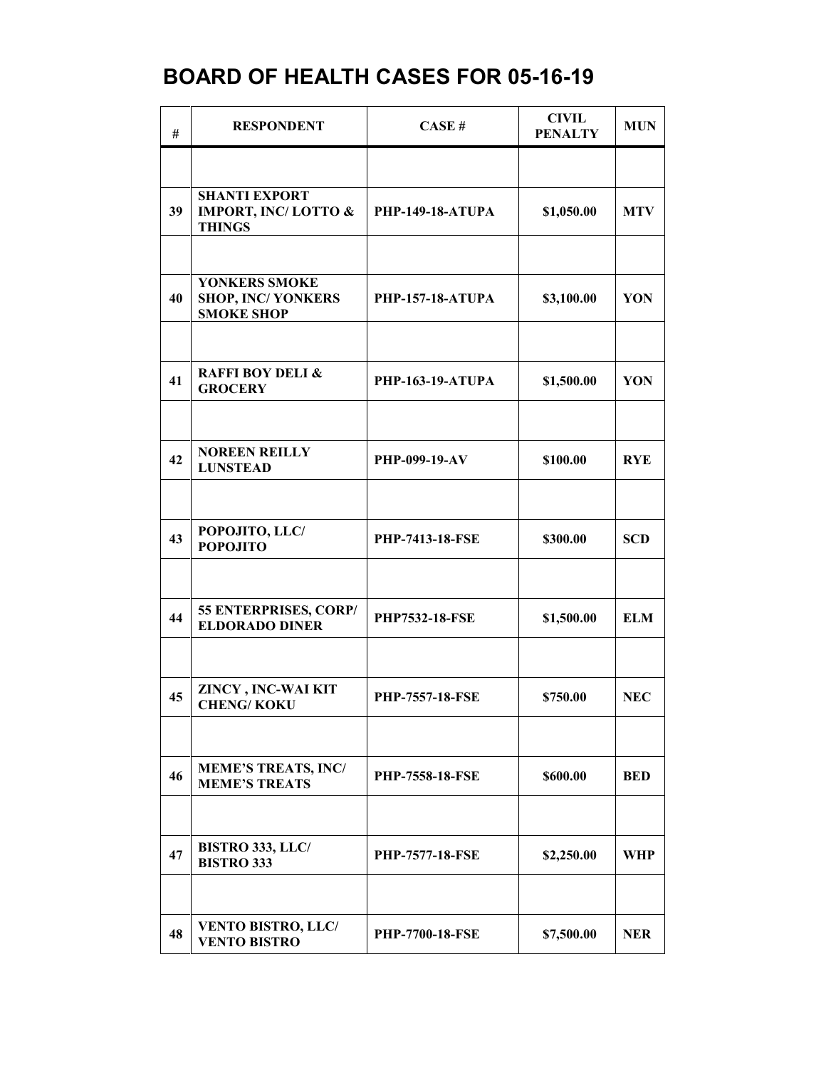# BOARD OF HEALTH CASES FOR 05-16-19

| # | RESPONDENT | CASE # | CIVIL PENALTY | MUN |
|---|---|---|---|---|
| | | | | |
| 39 | SHANTI EXPORT IMPORT, INC/ LOTTO & THINGS | PHP-149-18-ATUPA | $1,050.00 | MTV |
| | | | | |
| 40 | YONKERS SMOKE SHOP, INC/ YONKERS SMOKE SHOP | PHP-157-18-ATUPA | $3,100.00 | YON |
| | | | | |
| 41 | RAFFI BOY DELI & GROCERY | PHP-163-19-ATUPA | $1,500.00 | YON |
| | | | | |
| 42 | NOREEN REILLY LUNSTEAD | PHP-099-19-AV | $100.00 | RYE |
| | | | | |
| 43 | POPOJITO, LLC/ POPOJITO | PHP-7413-18-FSE | $300.00 | SCD |
| | | | | |
| 44 | 55 ENTERPRISES, CORP/ ELDORADO DINER | PHP7532-18-FSE | $1,500.00 | ELM |
| | | | | |
| 45 | ZINCY , INC-WAI KIT CHENG/ KOKU | PHP-7557-18-FSE | $750.00 | NEC |
| | | | | |
| 46 | MEME'S TREATS, INC/ MEME'S TREATS | PHP-7558-18-FSE | $600.00 | BED |
| | | | | |
| 47 | BISTRO 333, LLC/ BISTRO 333 | PHP-7577-18-FSE | $2,250.00 | WHP |
| | | | | |
| 48 | VENTO BISTRO, LLC/ VENTO BISTRO | PHP-7700-18-FSE | $7,500.00 | NER |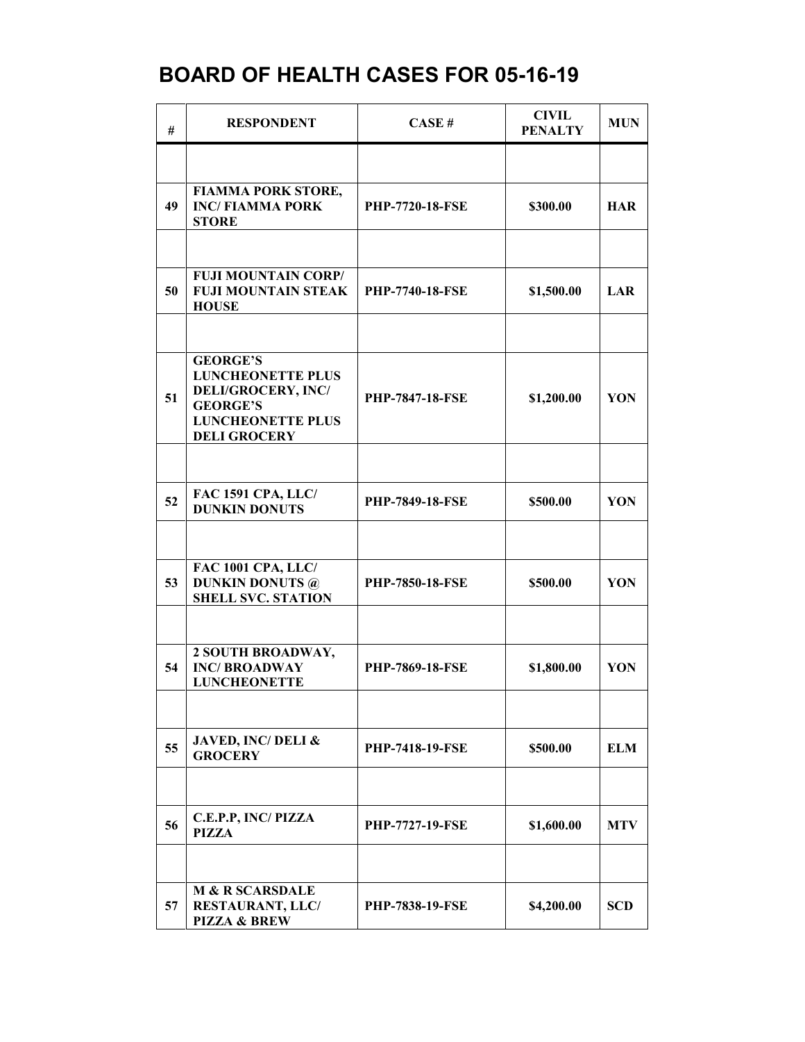# BOARD OF HEALTH CASES FOR 05-16-19

| # | RESPONDENT | CASE # | CIVIL PENALTY | MUN |
|---|---|---|---|---|
| | | | | |
| 49 | FIAMMA PORK STORE, INC/ FIAMMA PORK STORE | PHP-7720-18-FSE | $300.00 | HAR |
| | | | | |
| 50 | FUJI MOUNTAIN CORP/ FUJI MOUNTAIN STEAK HOUSE | PHP-7740-18-FSE | $1,500.00 | LAR |
| | | | | |
| 51 | GEORGE'S LUNCHEONETTE PLUS DELI/GROCERY, INC/ GEORGE'S LUNCHEONETTE PLUS DELI GROCERY | PHP-7847-18-FSE | $1,200.00 | YON |
| | | | | |
| 52 | FAC 1591 CPA, LLC/ DUNKIN DONUTS | PHP-7849-18-FSE | $500.00 | YON |
| | | | | |
| 53 | FAC 1001 CPA, LLC/ DUNKIN DONUTS @ SHELL SVC. STATION | PHP-7850-18-FSE | $500.00 | YON |
| | | | | |
| 54 | 2 SOUTH BROADWAY, INC/ BROADWAY LUNCHEONETTE | PHP-7869-18-FSE | $1,800.00 | YON |
| | | | | |
| 55 | JAVED, INC/ DELI & GROCERY | PHP-7418-19-FSE | $500.00 | ELM |
| | | | | |
| 56 | C.E.P.P, INC/ PIZZA PIZZA | PHP-7727-19-FSE | $1,600.00 | MTV |
| | | | | |
| 57 | M & R SCARSDALE RESTAURANT, LLC/ PIZZA & BREW | PHP-7838-19-FSE | $4,200.00 | SCD |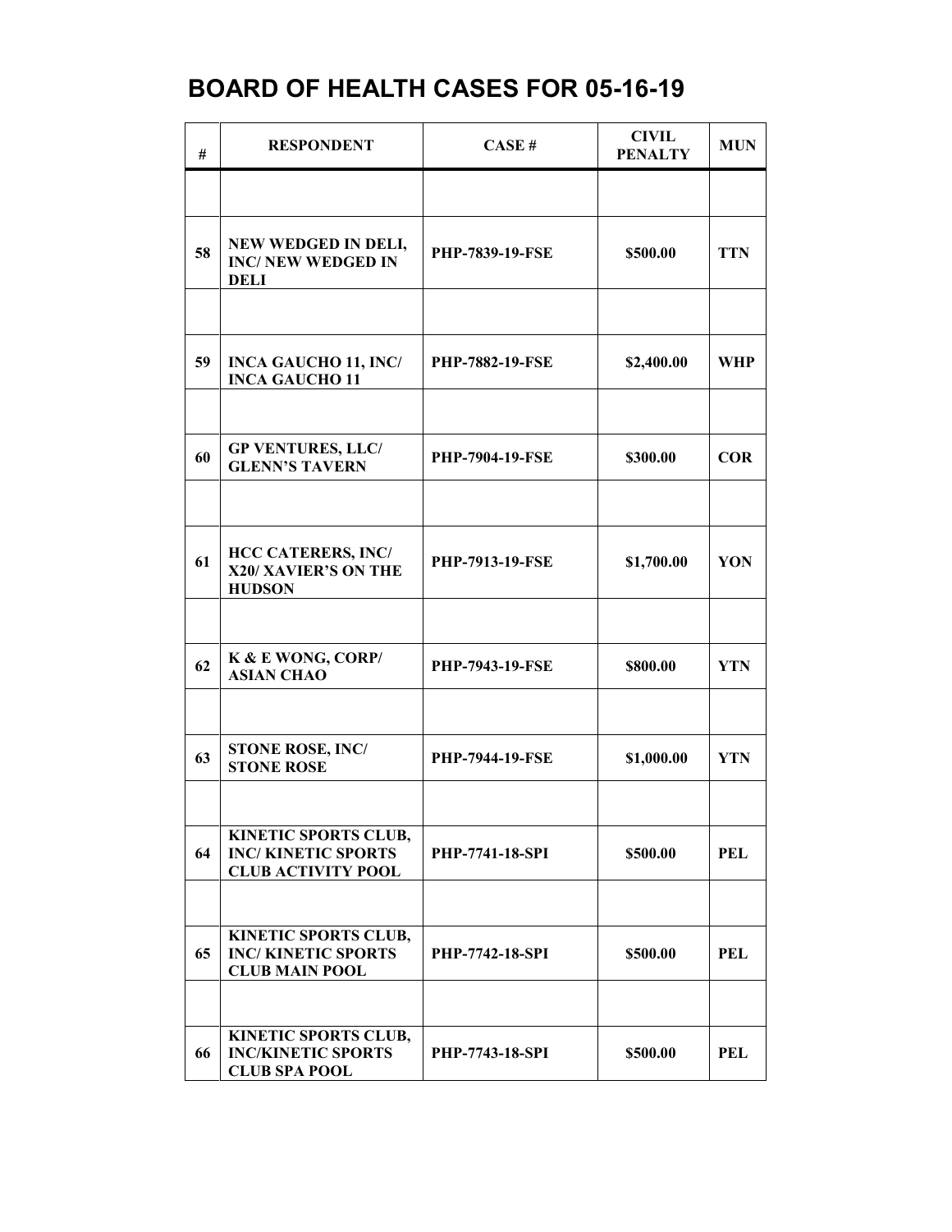# BOARD OF HEALTH CASES FOR 05-16-19

| # | RESPONDENT | CASE # | CIVIL PENALTY | MUN |
|---|---|---|---|---|
| | | | | |
| 58 | NEW WEDGED IN DELI, INC/ NEW WEDGED IN DELI | PHP-7839-19-FSE | $500.00 | TTN |
| | | | | |
| 59 | INCA GAUCHO 11, INC/ INCA GAUCHO 11 | PHP-7882-19-FSE | $2,400.00 | WHP |
| | | | | |
| 60 | GP VENTURES, LLC/ GLENN'S TAVERN | PHP-7904-19-FSE | $300.00 | COR |
| | | | | |
| 61 | HCC CATERERS, INC/ X20/ XAVIER'S ON THE HUDSON | PHP-7913-19-FSE | $1,700.00 | YON |
| | | | | |
| 62 | K & E WONG, CORP/ ASIAN CHAO | PHP-7943-19-FSE | $800.00 | YTN |
| | | | | |
| 63 | STONE ROSE, INC/ STONE ROSE | PHP-7944-19-FSE | $1,000.00 | YTN |
| | | | | |
| 64 | KINETIC SPORTS CLUB, INC/ KINETIC SPORTS CLUB ACTIVITY POOL | PHP-7741-18-SPI | $500.00 | PEL |
| | | | | |
| 65 | KINETIC SPORTS CLUB, INC/ KINETIC SPORTS CLUB MAIN POOL | PHP-7742-18-SPI | $500.00 | PEL |
| | | | | |
| 66 | KINETIC SPORTS CLUB, INC/KINETIC SPORTS CLUB SPA POOL | PHP-7743-18-SPI | $500.00 | PEL |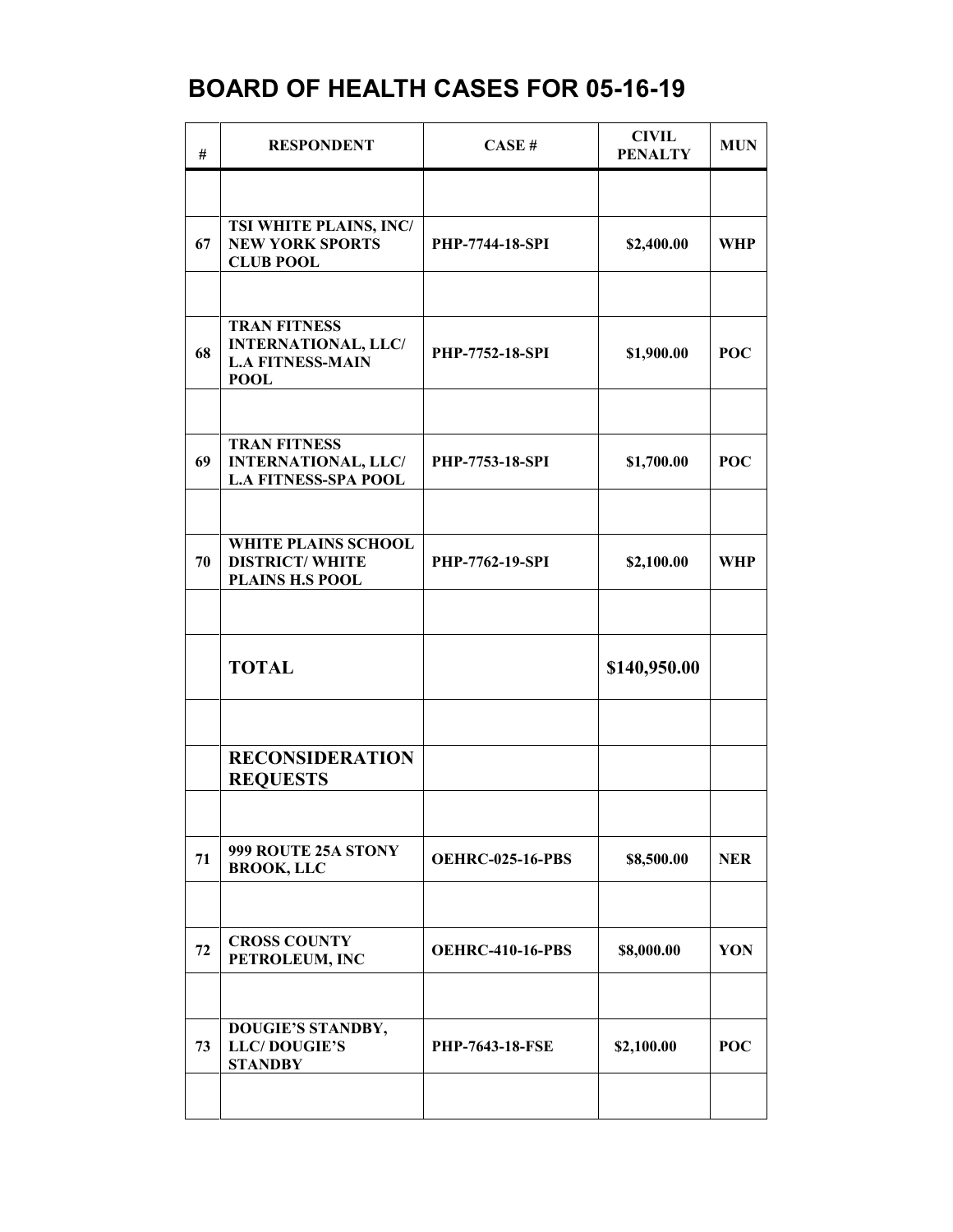# BOARD OF HEALTH CASES FOR 05-16-19

| # | RESPONDENT | CASE # | CIVIL PENALTY | MUN |
|---|---|---|---|---|
| | | | | |
| 67 | TSI WHITE PLAINS, INC/ NEW YORK SPORTS CLUB POOL | PHP-7744-18-SPI | $2,400.00 | WHP |
| | | | | |
| 68 | TRAN FITNESS INTERNATIONAL, LLC/ L.A FITNESS-MAIN POOL | PHP-7752-18-SPI | $1,900.00 | POC |
| | | | | |
| 69 | TRAN FITNESS INTERNATIONAL, LLC/ L.A FITNESS-SPA POOL | PHP-7753-18-SPI | $1,700.00 | POC |
| | | | | |
| 70 | WHITE PLAINS SCHOOL DISTRICT/ WHITE PLAINS H.S POOL | PHP-7762-19-SPI | $2,100.00 | WHP |
| | | | | |
| | **TOTAL** | | **$140,950.00** | |
| | | | | |
| | **RECONSIDERATION REQUESTS** | | | |
| | | | | |
| 71 | 999 ROUTE 25A STONY BROOK, LLC | OEHRC-025-16-PBS | $8,500.00 | NER |
| | | | | |
| 72 | CROSS COUNTY PETROLEUM, INC | OEHRC-410-16-PBS | $8,000.00 | YON |
| | | | | |
| 73 | DOUGIE'S STANDBY, LLC/ DOUGIE'S STANDBY | PHP-7643-18-FSE | $2,100.00 | POC |
| | | | | |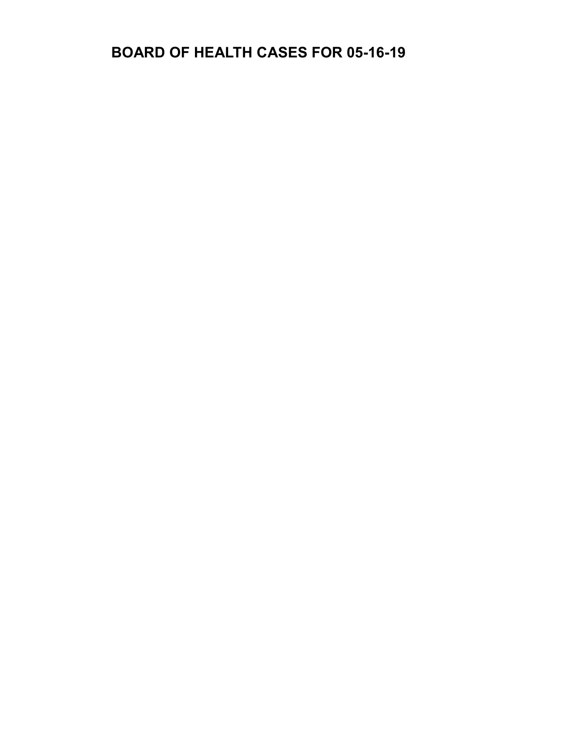# BOARD OF HEALTH CASES FOR 05-16-19